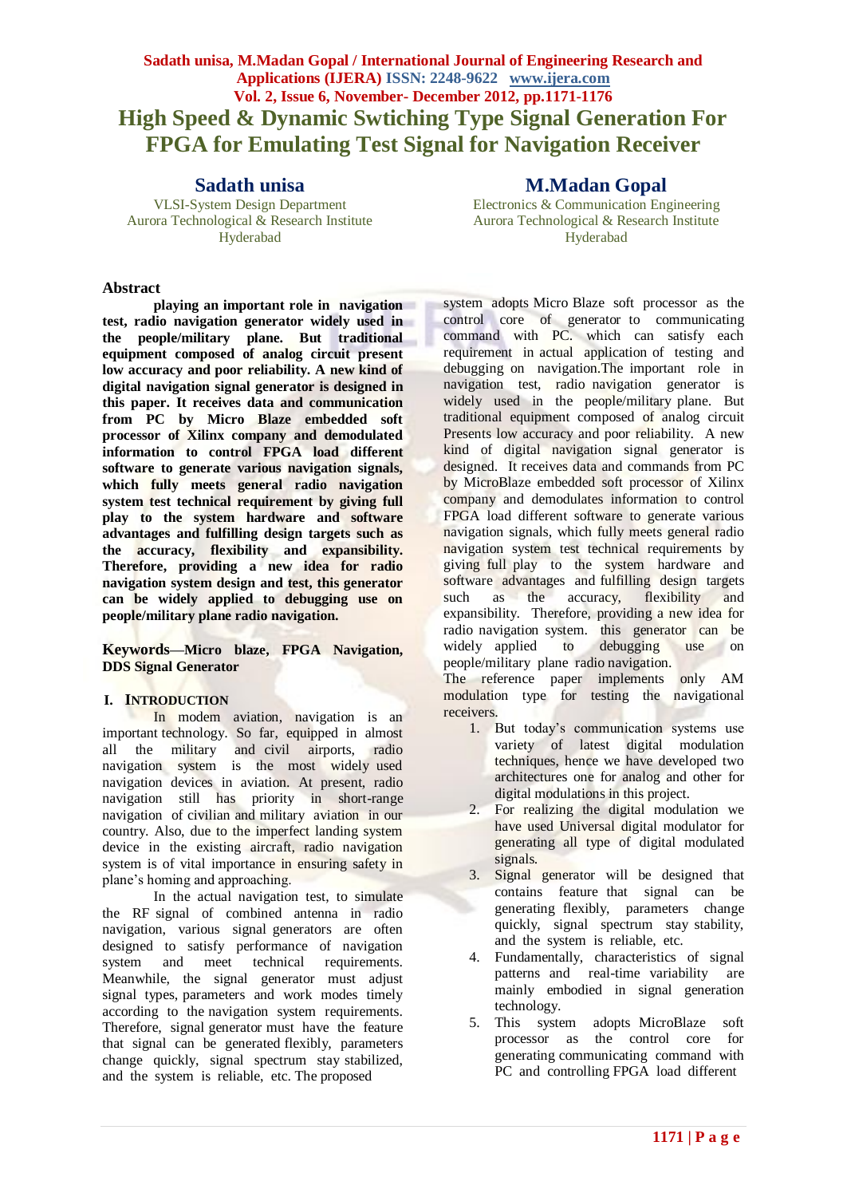# High Speed & Dynamic Swtiching Type Signal Generation For FPGA for Emulating Test Signal for Navigation Receiver

**Sadath unisa**
VLSI-System Design Department
Aurora Technological & Research Institute
Hyderabad

**M.Madan Gopal**
Electronics & Communication Engineering
Aurora Technological & Research Institute
Hyderabad

## Abstract

**playing an important role in navigation test, radio navigation generator widely used in the people/military plane. But traditional equipment composed of analog circuit present low accuracy and poor reliability. A new kind of digital navigation signal generator is designed in this paper. It receives data and communication from PC by Micro Blaze embedded soft processor of Xilinx company and demodulated information to control FPGA load different software to generate various navigation signals, which fully meets general radio navigation system test technical requirement by giving full play to the system hardware and software advantages and fulfilling design targets such as the accuracy, flexibility and expansibility. Therefore, providing a new idea for radio navigation system design and test, this generator can be widely applied to debugging use on people/military plane radio navigation.**

**Keywords—Micro blaze, FPGA Navigation, DDS Signal Generator**

## I. Introduction

In modem aviation, navigation is an important technology. So far, equipped in almost all the military and civil airports, radio navigation system is the most widely used navigation devices in aviation. At present, radio navigation still has priority in short-range navigation of civilian and military aviation in our country. Also, due to the imperfect landing system device in the existing aircraft, radio navigation system is of vital importance in ensuring safety in plane's homing and approaching.

In the actual navigation test, to simulate the RF signal of combined antenna in radio navigation, various signal generators are often designed to satisfy performance of navigation system and meet technical requirements. Meanwhile, the signal generator must adjust signal types, parameters and work modes timely according to the navigation system requirements. Therefore, signal generator must have the feature that signal can be generated flexibly, parameters change quickly, signal spectrum stay stabilized, and the system is reliable, etc. The proposed system adopts Micro Blaze soft processor as the control core of generator to communicating command with PC. which can satisfy each requirement in actual application of testing and debugging on navigation.The important role in navigation test, radio navigation generator is widely used in the people/military plane. But traditional equipment composed of analog circuit Presents low accuracy and poor reliability. A new kind of digital navigation signal generator is designed. It receives data and commands from PC by MicroBlaze embedded soft processor of Xilinx company and demodulates information to control FPGA load different software to generate various navigation signals, which fully meets general radio navigation system test technical requirements by giving full play to the system hardware and software advantages and fulfilling design targets such as the accuracy, flexibility and expansibility. Therefore, providing a new idea for radio navigation system. this generator can be widely applied to debugging use on people/military plane radio navigation.
The reference paper implements only AM modulation type for testing the navigational receivers.

1. But today's communication systems use variety of latest digital modulation techniques, hence we have developed two architectures one for analog and other for digital modulations in this project.
2. For realizing the digital modulation we have used Universal digital modulator for generating all type of digital modulated signals.
3. Signal generator will be designed that contains feature that signal can be generating flexibly, parameters change quickly, signal spectrum stay stability, and the system is reliable, etc.
4. Fundamentally, characteristics of signal patterns and real-time variability are mainly embodied in signal generation technology.
5. This system adopts MicroBlaze soft processor as the control core for generating communicating command with PC and controlling FPGA load different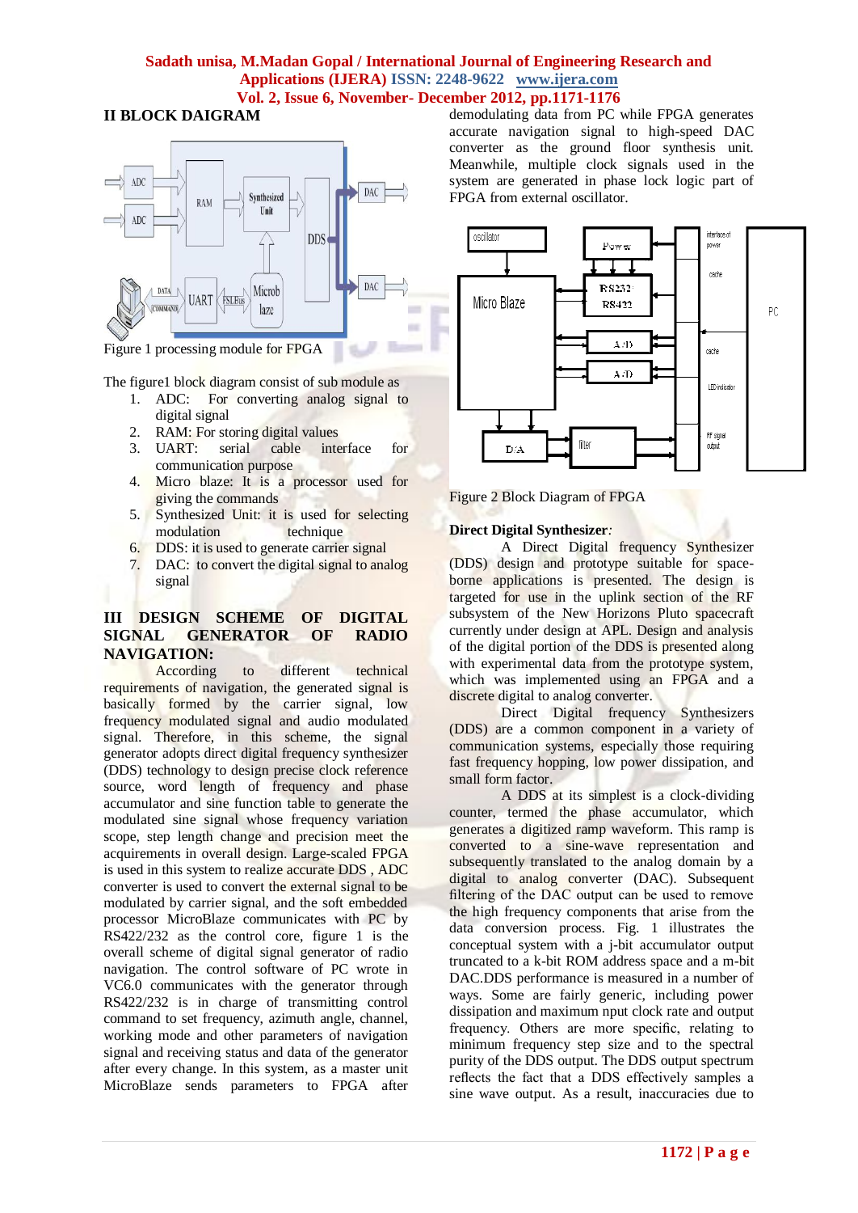## II BLOCK DAIGRAM

Figure 1 processing module for FPGA

The figure1 block diagram consist of sub module as

1. ADC: For converting analog signal to digital signal
2. RAM: For storing digital values
3. UART: serial cable interface for communication purpose
4. Micro blaze: It is a processor used for giving the commands
5. Synthesized Unit: it is used for selecting modulation technique
6. DDS: it is used to generate carrier signal
7. DAC: to convert the digital signal to analog signal

## III DESIGN SCHEME OF DIGITAL SIGNAL GENERATOR OF RADIO NAVIGATION:

According to different technical requirements of navigation, the generated signal is basically formed by the carrier signal, low frequency modulated signal and audio modulated signal. Therefore, in this scheme, the signal generator adopts direct digital frequency synthesizer (DDS) technology to design precise clock reference source, word length of frequency and phase accumulator and sine function table to generate the modulated sine signal whose frequency variation scope, step length change and precision meet the acquirements in overall design. Large-scaled FPGA is used in this system to realize accurate DDS , ADC converter is used to convert the external signal to be modulated by carrier signal, and the soft embedded processor MicroBlaze communicates with PC by RS422/232 as the control core, figure 1 is the overall scheme of digital signal generator of radio navigation. The control software of PC wrote in VC6.0 communicates with the generator through RS422/232 is in charge of transmitting control command to set frequency, azimuth angle, channel, working mode and other parameters of navigation signal and receiving status and data of the generator after every change. In this system, as a master unit MicroBlaze sends parameters to FPGA after demodulating data from PC while FPGA generates accurate navigation signal to high-speed DAC converter as the ground floor synthesis unit. Meanwhile, multiple clock signals used in the system are generated in phase lock logic part of FPGA from external oscillator.

Figure 2 Block Diagram of FPGA

**Direct Digital Synthesizer***:*

A Direct Digital frequency Synthesizer (DDS) design and prototype suitable for space-borne applications is presented. The design is targeted for use in the uplink section of the RF subsystem of the New Horizons Pluto spacecraft currently under design at APL. Design and analysis of the digital portion of the DDS is presented along with experimental data from the prototype system, which was implemented using an FPGA and a discrete digital to analog converter.

Direct Digital frequency Synthesizers (DDS) are a common component in a variety of communication systems, especially those requiring fast frequency hopping, low power dissipation, and small form factor.

A DDS at its simplest is a clock-dividing counter, termed the phase accumulator, which generates a digitized ramp waveform. This ramp is converted to a sine-wave representation and subsequently translated to the analog domain by a digital to analog converter (DAC). Subsequent filtering of the DAC output can be used to remove the high frequency components that arise from the data conversion process. Fig. 1 illustrates the conceptual system with a j-bit accumulator output truncated to a k-bit ROM address space and a m-bit DAC.DDS performance is measured in a number of ways. Some are fairly generic, including power dissipation and maximum nput clock rate and output frequency. Others are more specific, relating to minimum frequency step size and to the spectral purity of the DDS output. The DDS output spectrum reflects the fact that a DDS effectively samples a sine wave output. As a result, inaccuracies due to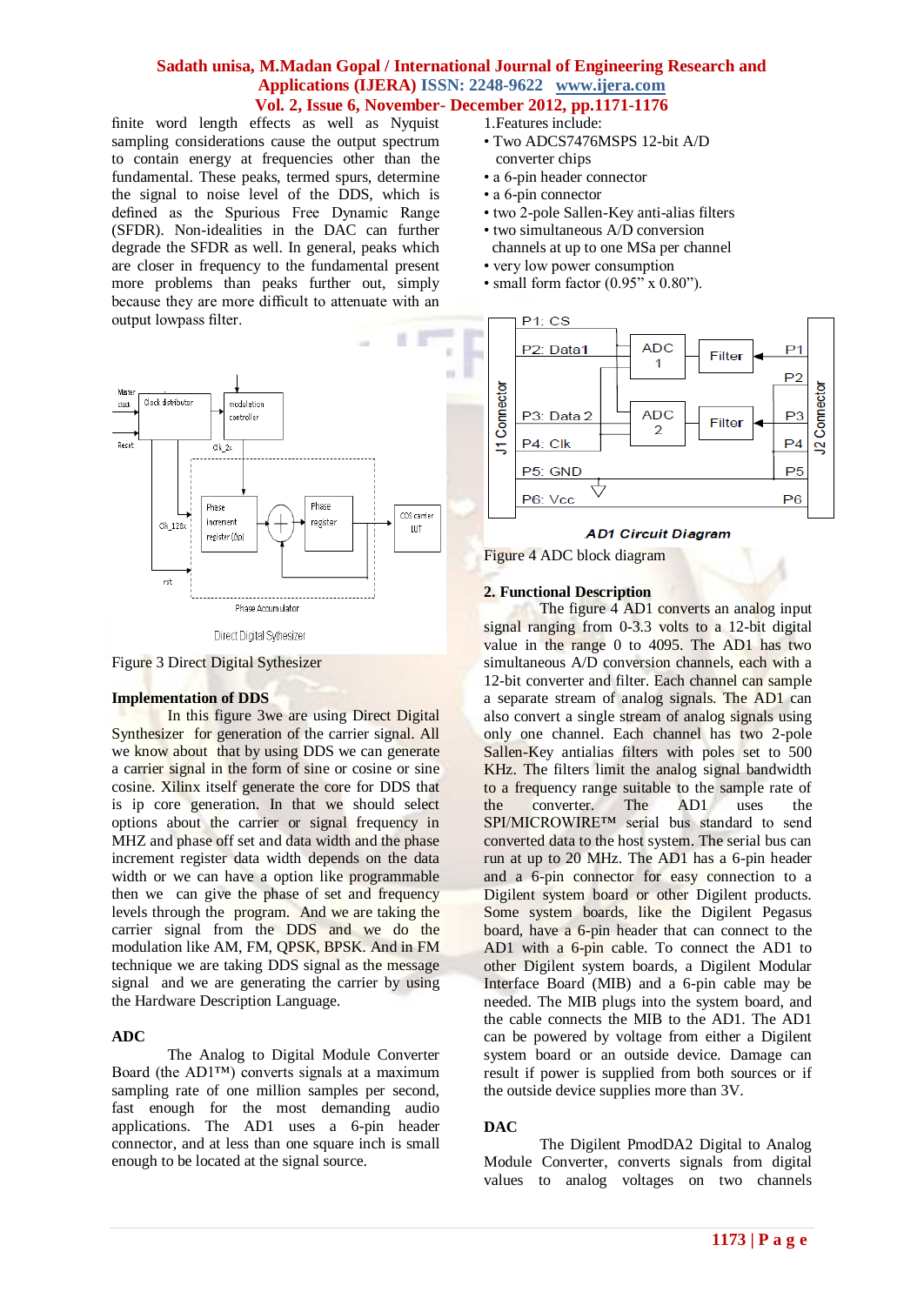finite word length effects as well as Nyquist sampling considerations cause the output spectrum to contain energy at frequencies other than the fundamental. These peaks, termed spurs, determine the signal to noise level of the DDS, which is defined as the Spurious Free Dynamic Range (SFDR). Non-idealities in the DAC can further degrade the SFDR as well. In general, peaks which are closer in frequency to the fundamental present more problems than peaks further out, simply because they are more difficult to attenuate with an output lowpass filter.

Figure 3 Direct Digital Sythesizer

**Implementation of DDS**

In this figure 3we are using Direct Digital Synthesizer for generation of the carrier signal. All we know about that by using DDS we can generate a carrier signal in the form of sine or cosine or sine cosine. Xilinx itself generate the core for DDS that is ip core generation. In that we should select options about the carrier or signal frequency in MHZ and phase off set and data width and the phase increment register data width depends on the data width or we can have a option like programmable then we can give the phase of set and frequency levels through the program. And we are taking the carrier signal from the DDS and we do the modulation like AM, FM, QPSK, BPSK. And in FM technique we are taking DDS signal as the message signal and we are generating the carrier by using the Hardware Description Language.

**ADC**

The Analog to Digital Module Converter Board (the AD1™) converts signals at a maximum sampling rate of one million samples per second, fast enough for the most demanding audio applications. The AD1 uses a 6-pin header connector, and at less than one square inch is small enough to be located at the signal source.

1.Features include:

- Two ADCS7476MSPS 12-bit A/D converter chips
- a 6-pin header connector
- a 6-pin connector
- two 2-pole Sallen-Key anti-alias filters
- two simultaneous A/D conversion channels at up to one MSa per channel
- very low power consumption
- small form factor (0.95" x 0.80").

Figure 4 ADC block diagram

**2. Functional Description**

The figure 4 AD1 converts an analog input signal ranging from 0-3.3 volts to a 12-bit digital value in the range 0 to 4095. The AD1 has two simultaneous A/D conversion channels, each with a 12-bit converter and filter. Each channel can sample a separate stream of analog signals. The AD1 can also convert a single stream of analog signals using only one channel. Each channel has two 2-pole Sallen-Key antialias filters with poles set to 500 KHz. The filters limit the analog signal bandwidth to a frequency range suitable to the sample rate of the converter. The AD1 uses the SPI/MICROWIRE™ serial bus standard to send converted data to the host system. The serial bus can run at up to 20 MHz. The AD1 has a 6-pin header and a 6-pin connector for easy connection to a Digilent system board or other Digilent products. Some system boards, like the Digilent Pegasus board, have a 6-pin header that can connect to the AD1 with a 6-pin cable. To connect the AD1 to other Digilent system boards, a Digilent Modular Interface Board (MIB) and a 6-pin cable may be needed. The MIB plugs into the system board, and the cable connects the MIB to the AD1. The AD1 can be powered by voltage from either a Digilent system board or an outside device. Damage can result if power is supplied from both sources or if the outside device supplies more than 3V.

**DAC**

The Digilent PmodDA2 Digital to Analog Module Converter, converts signals from digital values to analog voltages on two channels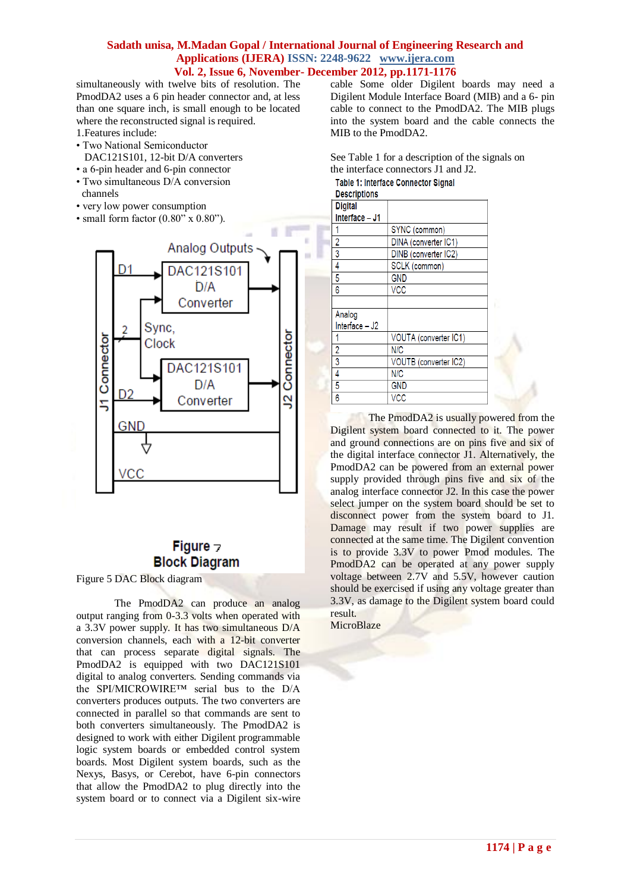simultaneously with twelve bits of resolution. The PmodDA2 uses a 6 pin header connector and, at less than one square inch, is small enough to be located where the reconstructed signal is required.

1.Features include:

- Two National Semiconductor DAC121S101, 12-bit D/A converters
- a 6-pin header and 6-pin connector
- Two simultaneous D/A conversion channels
- very low power consumption
- small form factor (0.80" x 0.80").

Figure 7
Block Diagram

Figure 5 DAC Block diagram

The PmodDA2 can produce an analog output ranging from 0-3.3 volts when operated with a 3.3V power supply. It has two simultaneous D/A conversion channels, each with a 12-bit converter that can process separate digital signals. The PmodDA2 is equipped with two DAC121S101 digital to analog converters. Sending commands via the SPI/MICROWIRE™ serial bus to the D/A converters produces outputs. The two converters are connected in parallel so that commands are sent to both converters simultaneously. The PmodDA2 is designed to work with either Digilent programmable logic system boards or embedded control system boards. Most Digilent system boards, such as the Nexys, Basys, or Cerebot, have 6-pin connectors that allow the PmodDA2 to plug directly into the system board or to connect via a Digilent six-wire cable Some older Digilent boards may need a Digilent Module Interface Board (MIB) and a 6- pin cable to connect to the PmodDA2. The MIB plugs into the system board and the cable connects the MIB to the PmodDA2.

See Table 1 for a description of the signals on the interface connectors J1 and J2.

**Table 1: Interface Connector Signal Descriptions**

| Digital Interface – J1 | |
|---|---|
| 1 | SYNC (common) |
| 2 | DINA (converter IC1) |
| 3 | DINB (converter IC2) |
| 4 | SCLK (common) |
| 5 | GND |
| 6 | VCC |
| | |
| Analog Interface – J2 | |
| 1 | VOUTA (converter IC1) |
| 2 | N/C |
| 3 | VOUTB (converter IC2) |
| 4 | N/C |
| 5 | GND |
| 6 | VCC |

The PmodDA2 is usually powered from the Digilent system board connected to it. The power and ground connections are on pins five and six of the digital interface connector J1. Alternatively, the PmodDA2 can be powered from an external power supply provided through pins five and six of the analog interface connector J2. In this case the power select jumper on the system board should be set to disconnect power from the system board to J1. Damage may result if two power supplies are connected at the same time. The Digilent convention is to provide 3.3V to power Pmod modules. The PmodDA2 can be operated at any power supply voltage between 2.7V and 5.5V, however caution should be exercised if using any voltage greater than 3.3V, as damage to the Digilent system board could result.

MicroBlaze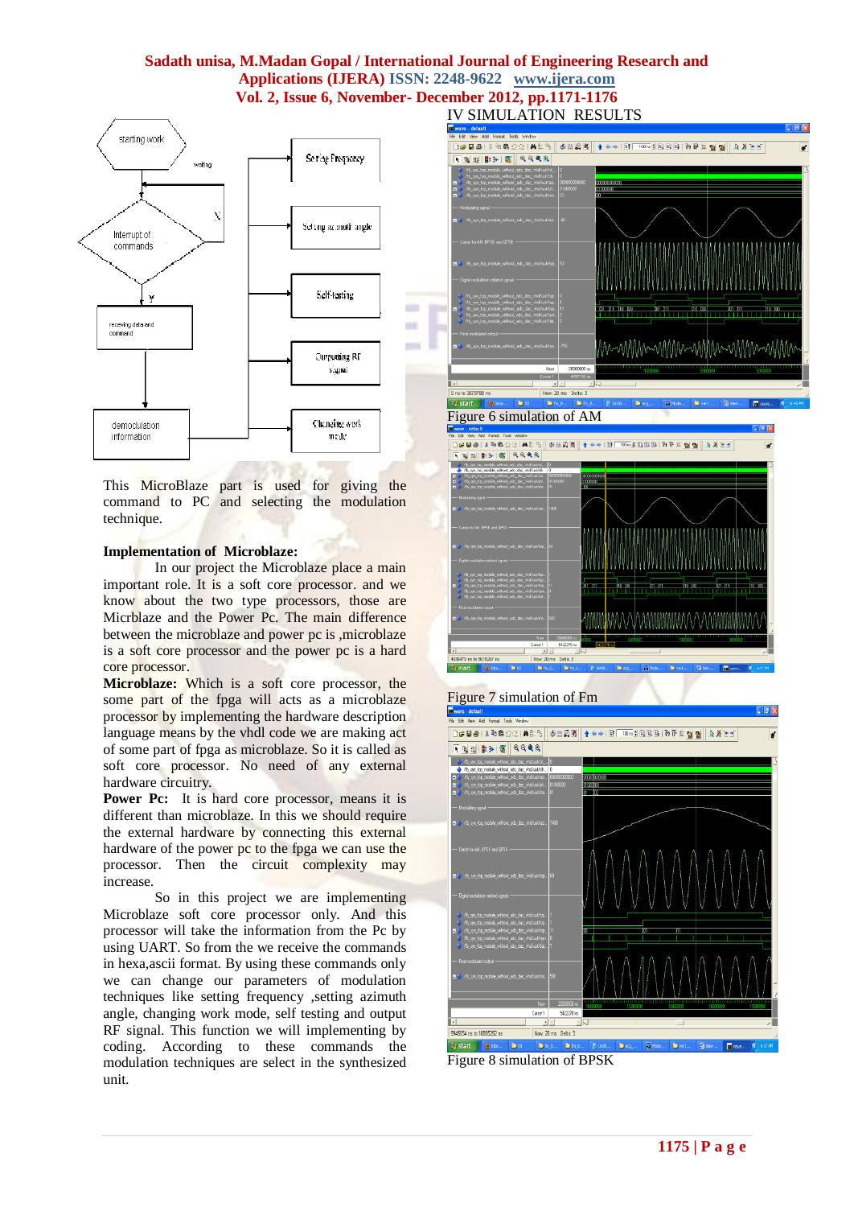This MicroBlaze part is used for giving the command to PC and selecting the modulation technique.

**Implementation of Microblaze:**

In our project the Microblaze place a main important role. It is a soft core processor. and we know about the two type processors, those are Micrblaze and the Power Pc. The main difference between the microblaze and power pc is ,microblaze is a soft core processor and the power pc is a hard core processor.

**Microblaze:** Which is a soft core processor, some part of the fpga will acts as a microblaze processor by implementing the hardware description language means by the vhdl code we are making act of some part of fpga as microblaze. So it is called as soft core processor. No need of any external hardware circuitry.

**Power Pc:** It is hard core processor, means it is different than microblaze. In this we should require the external hardware by connecting this external hardware of the power pc to the fpga we can use the processor. Then the circuit complexity may increase.

So in this project we are implementing Microblaze soft core processor only. And this processor will take the information from the Pc by using UART. So from the we receive the commands in hexa,ascii format. By using these commands only we can change our parameters of modulation techniques like setting frequency ,setting azimuth angle, changing work mode, self testing and output RF signal. This function we will implementing by coding. According to these commands the modulation techniques are select in the synthesized unit.

## IV SIMULATION RESULTS

Figure 6 simulation of AM

Figure 7 simulation of Fm

Figure 8 simulation of BPSK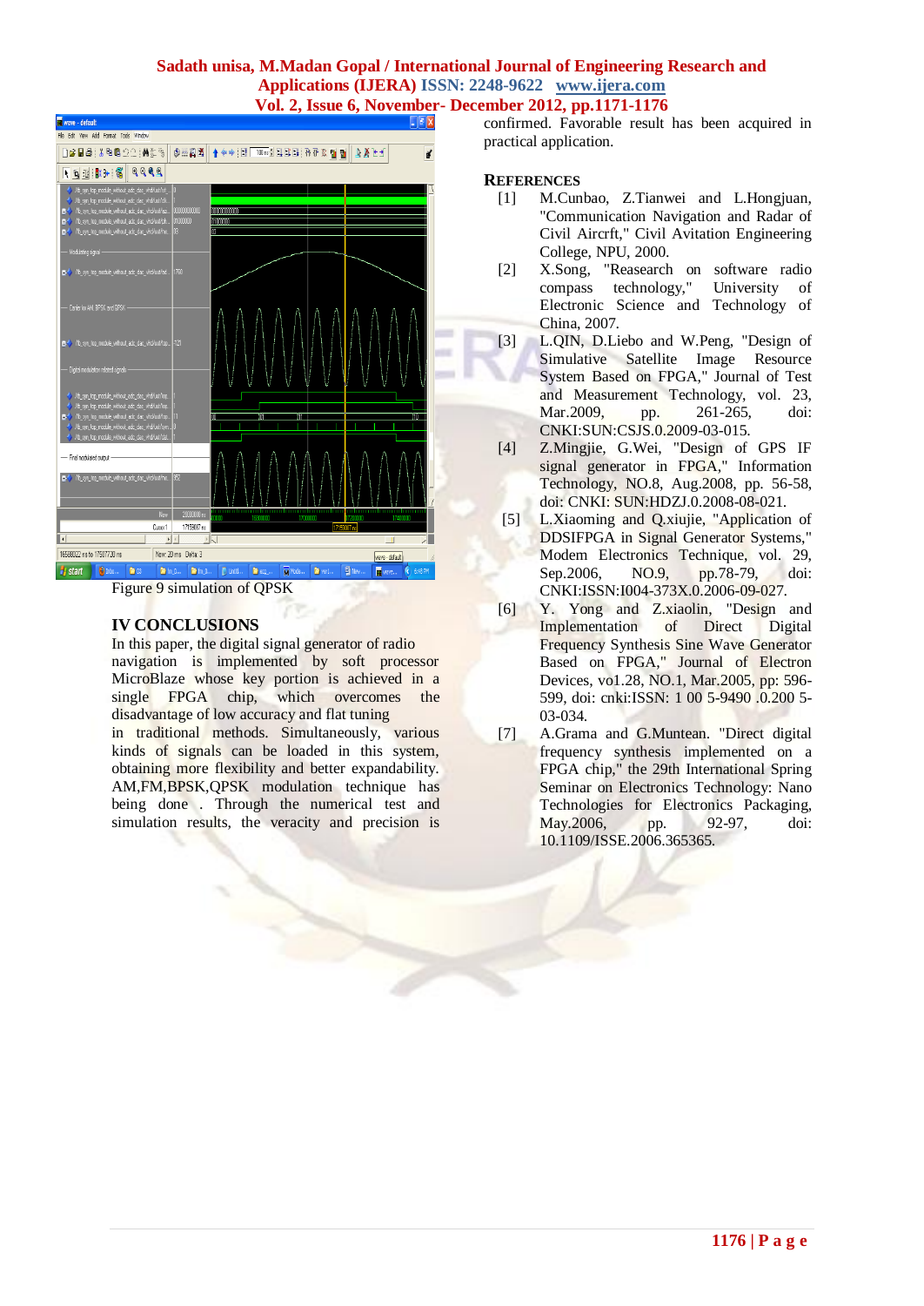Figure 9 simulation of QPSK

## IV CONCLUSIONS

In this paper, the digital signal generator of radio navigation is implemented by soft processor MicroBlaze whose key portion is achieved in a single FPGA chip, which overcomes the disadvantage of low accuracy and flat tuning in traditional methods. Simultaneously, various kinds of signals can be loaded in this system, obtaining more flexibility and better expandability. AM,FM,BPSK,QPSK modulation technique has being done . Through the numerical test and simulation results, the veracity and precision is confirmed. Favorable result has been acquired in practical application.

## REFERENCES

[1] M.Cunbao, Z.Tianwei and L.Hongjuan, "Communication Navigation and Radar of Civil Aircrft," Civil Avitation Engineering College, NPU, 2000.

[2] X.Song, "Reasearch on software radio compass technology," University of Electronic Science and Technology of China, 2007.

[3] L.QIN, D.Liebo and W.Peng, "Design of Simulative Satellite Image Resource System Based on FPGA," Journal of Test and Measurement Technology, vol. 23, Mar.2009, pp. 261-265, doi: CNKI:SUN:CSJS.0.2009-03-015.

[4] Z.Mingjie, G.Wei, "Design of GPS IF signal generator in FPGA," Information Technology, NO.8, Aug.2008, pp. 56-58, doi: CNKI: SUN:HDZJ.0.2008-08-021.

[5] L.Xiaoming and Q.xiujie, "Application of DDSIFPGA in Signal Generator Systems," Modem Electronics Technique, vol. 29, Sep.2006, NO.9, pp.78-79, doi: CNKI:ISSN:I004-373X.0.2006-09-027.

[6] Y. Yong and Z.xiaolin, "Design and Implementation of Direct Digital Frequency Synthesis Sine Wave Generator Based on FPGA," Journal of Electron Devices, vo1.28, NO.1, Mar.2005, pp: 596-599, doi: cnki:ISSN: 1 00 5-9490 .0.200 5-03-034.

[7] A.Grama and G.Muntean. "Direct digital frequency synthesis implemented on a FPGA chip," the 29th International Spring Seminar on Electronics Technology: Nano Technologies for Electronics Packaging, May.2006, pp. 92-97, doi: 10.1109/ISSE.2006.365365.